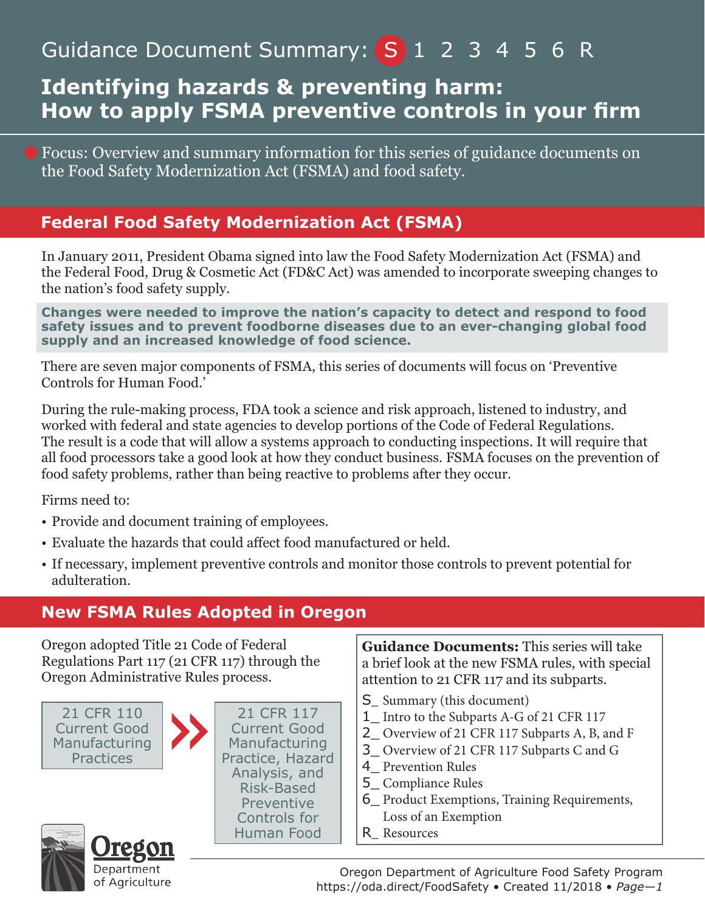Guidance Document Summary: S 1 2 3 4 5 6 R

# Identifying hazards & preventing harm: How to apply FSMA preventive controls in your firm

Focus: Overview and summary information for this series of guidance documents on the Food Safety Modernization Act (FSMA) and food safety.

## Federal Food Safety Modernization Act (FSMA)

In January 2011, President Obama signed into law the Food Safety Modernization Act (FSMA) and the Federal Food, Drug & Cosmetic Act (FD&C Act) was amended to incorporate sweeping changes to the nation's food safety supply.

**Changes were needed to improve the nation's capacity to detect and respond to food safety issues and to prevent foodborne diseases due to an ever-changing global food supply and an increased knowledge of food science.**

There are seven major components of FSMA, this series of documents will focus on 'Preventive Controls for Human Food.'

During the rule-making process, FDA took a science and risk approach, listened to industry, and worked with federal and state agencies to develop portions of the Code of Federal Regulations. The result is a code that will allow a systems approach to conducting inspections. It will require that all food processors take a good look at how they conduct business. FSMA focuses on the prevention of food safety problems, rather than being reactive to problems after they occur.

Firms need to:

- Provide and document training of employees.
- Evaluate the hazards that could affect food manufactured or held.
- If necessary, implement preventive controls and monitor those controls to prevent potential for adulteration.

## New FSMA Rules Adopted in Oregon

Oregon adopted Title 21 Code of Federal Regulations Part 117 (21 CFR 117) through the Oregon Administrative Rules process.

21 CFR 110 Current Good Manufacturing Practices » 21 CFR 117 Current Good Manufacturing Practice, Hazard Analysis, and Risk-Based Preventive Controls for Human Food

**Guidance Documents:** This series will take a brief look at the new FSMA rules, with special attention to 21 CFR 117 and its subparts.

- S_ Summary (this document)
- 1_ Intro to the Subparts A-G of 21 CFR 117
- 2_ Overview of 21 CFR 117 Subparts A, B, and F
- 3_ Overview of 21 CFR 117 Subparts C and G
- 4_ Prevention Rules
- 5_ Compliance Rules
- 6_ Product Exemptions, Training Requirements, Loss of an Exemption
- R_ Resources

Oregon Department of Agriculture

Oregon Department of Agriculture Food Safety Program
https://oda.direct/FoodSafety • Created 11/2018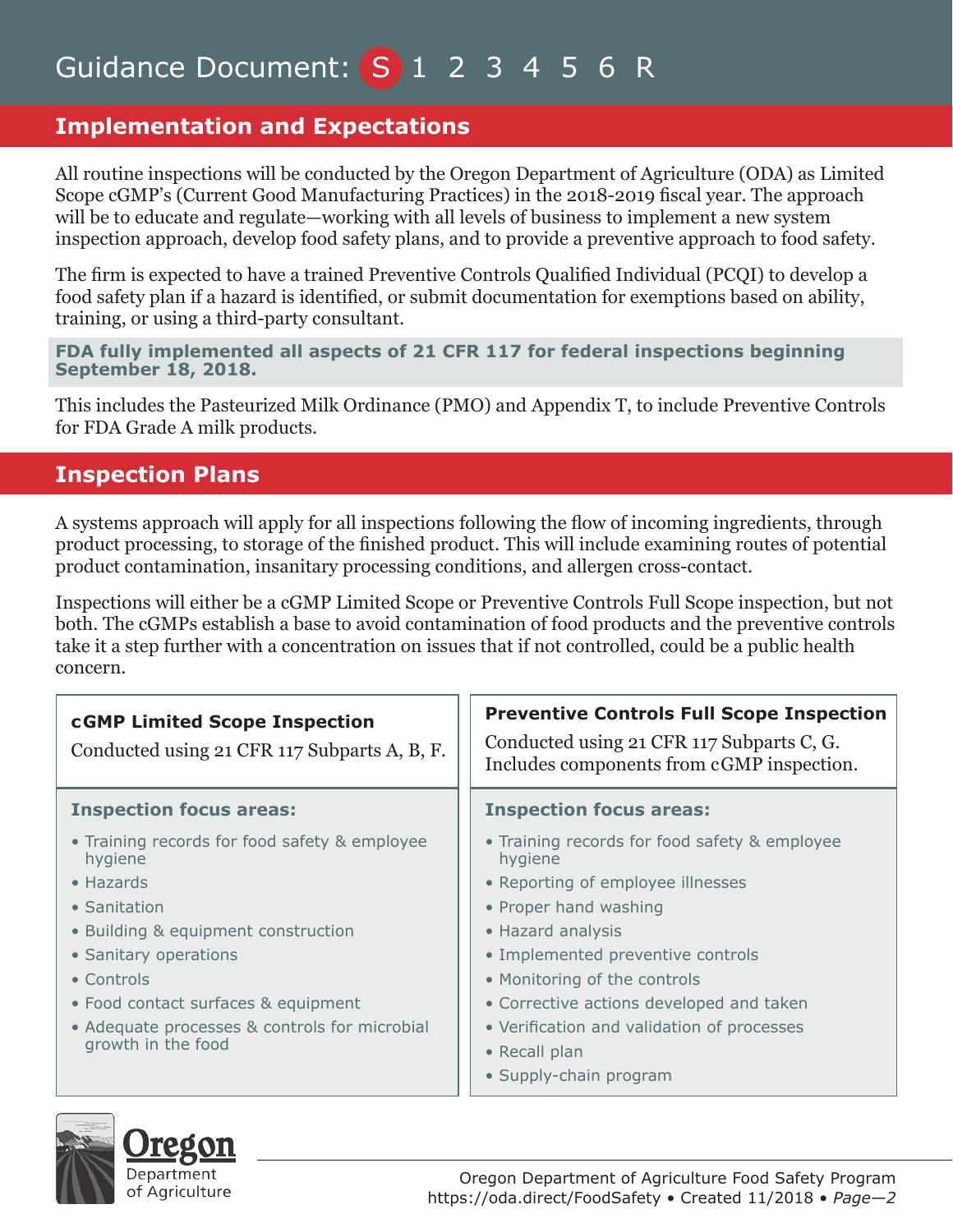Guidance Document: S 1 2 3 4 5 6 R

## Implementation and Expectations

All routine inspections will be conducted by the Oregon Department of Agriculture (ODA) as Limited Scope cGMP's (Current Good Manufacturing Practices) in the 2018-2019 fiscal year. The approach will be to educate and regulate—working with all levels of business to implement a new system inspection approach, develop food safety plans, and to provide a preventive approach to food safety.

The firm is expected to have a trained Preventive Controls Qualified Individual (PCQI) to develop a food safety plan if a hazard is identified, or submit documentation for exemptions based on ability, training, or using a third-party consultant.

**FDA fully implemented all aspects of 21 CFR 117 for federal inspections beginning September 18, 2018.**

This includes the Pasteurized Milk Ordinance (PMO) and Appendix T, to include Preventive Controls for FDA Grade A milk products.

## Inspection Plans

A systems approach will apply for all inspections following the flow of incoming ingredients, through product processing, to storage of the finished product. This will include examining routes of potential product contamination, insanitary processing conditions, and allergen cross-contact.

Inspections will either be a cGMP Limited Scope or Preventive Controls Full Scope inspection, but not both. The cGMPs establish a base to avoid contamination of food products and the preventive controls take it a step further with a concentration on issues that if not controlled, could be a public health concern.

### cGMP Limited Scope Inspection

Conducted using 21 CFR 117 Subparts A, B, F.

**Inspection focus areas:**

- Training records for food safety & employee hygiene
- Hazards
- Sanitation
- Building & equipment construction
- Sanitary operations
- Controls
- Food contact surfaces & equipment
- Adequate processes & controls for microbial growth in the food

### Preventive Controls Full Scope Inspection

Conducted using 21 CFR 117 Subparts C, G. Includes components from cGMP inspection.

**Inspection focus areas:**

- Training records for food safety & employee hygiene
- Reporting of employee illnesses
- Proper hand washing
- Hazard analysis
- Implemented preventive controls
- Monitoring of the controls
- Corrective actions developed and taken
- Verification and validation of processes
- Recall plan
- Supply-chain program

Oregon Department of Agriculture Food Safety Program
https://oda.direct/FoodSafety • Created 11/2018